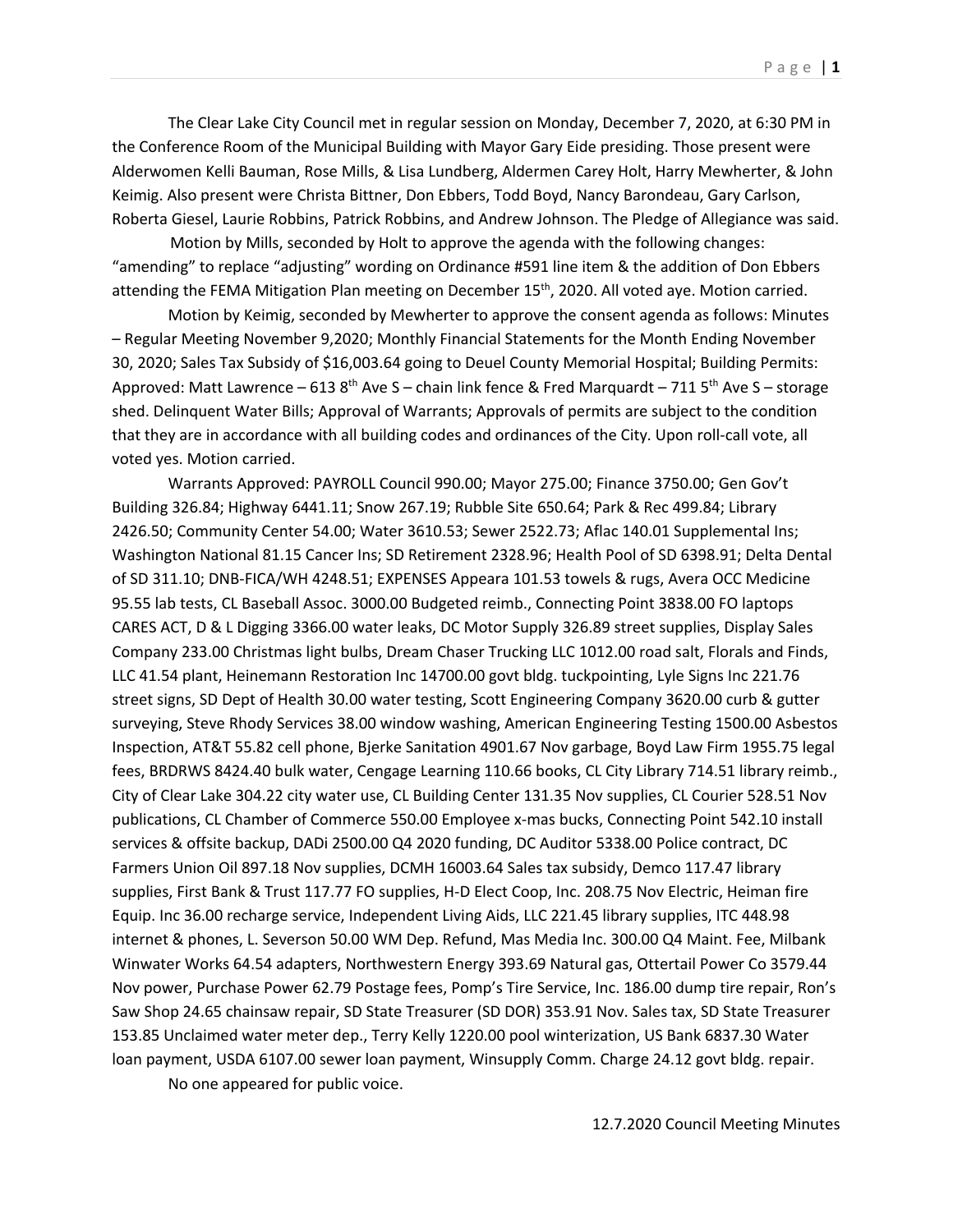The Clear Lake City Council met in regular session on Monday, December 7, 2020, at 6:30 PM in the Conference Room of the Municipal Building with Mayor Gary Eide presiding. Those present were Alderwomen Kelli Bauman, Rose Mills, & Lisa Lundberg, Aldermen Carey Holt, Harry Mewherter, & John Keimig. Also present were Christa Bittner, Don Ebbers, Todd Boyd, Nancy Barondeau, Gary Carlson, Roberta Giesel, Laurie Robbins, Patrick Robbins, and Andrew Johnson. The Pledge of Allegiance was said.

Motion by Mills, seconded by Holt to approve the agenda with the following changes: "amending" to replace "adjusting" wording on Ordinance #591 line item & the addition of Don Ebbers attending the FEMA Mitigation Plan meeting on December 15th, 2020. All voted aye. Motion carried.

Motion by Keimig, seconded by Mewherter to approve the consent agenda as follows: Minutes – Regular Meeting November 9,2020; Monthly Financial Statements for the Month Ending November 30, 2020; Sales Tax Subsidy of $16,003.64 going to Deuel County Memorial Hospital; Building Permits: Approved: Matt Lawrence – 613 8th Ave S – chain link fence & Fred Marquardt – 711 5th Ave S – storage shed. Delinquent Water Bills; Approval of Warrants; Approvals of permits are subject to the condition that they are in accordance with all building codes and ordinances of the City. Upon roll-call vote, all voted yes. Motion carried.

Warrants Approved: PAYROLL Council 990.00; Mayor 275.00; Finance 3750.00; Gen Gov't Building 326.84; Highway 6441.11; Snow 267.19; Rubble Site 650.64; Park & Rec 499.84; Library 2426.50; Community Center 54.00; Water 3610.53; Sewer 2522.73; Aflac 140.01 Supplemental Ins; Washington National 81.15 Cancer Ins; SD Retirement 2328.96; Health Pool of SD 6398.91; Delta Dental of SD 311.10; DNB-FICA/WH 4248.51; EXPENSES Appeara 101.53 towels & rugs, Avera OCC Medicine 95.55 lab tests, CL Baseball Assoc. 3000.00 Budgeted reimb., Connecting Point 3838.00 FO laptops CARES ACT, D & L Digging 3366.00 water leaks, DC Motor Supply 326.89 street supplies, Display Sales Company 233.00 Christmas light bulbs, Dream Chaser Trucking LLC 1012.00 road salt, Florals and Finds, LLC 41.54 plant, Heinemann Restoration Inc 14700.00 govt bldg. tuckpointing, Lyle Signs Inc 221.76 street signs, SD Dept of Health 30.00 water testing, Scott Engineering Company 3620.00 curb & gutter surveying, Steve Rhody Services 38.00 window washing, American Engineering Testing 1500.00 Asbestos Inspection, AT&T 55.82 cell phone, Bjerke Sanitation 4901.67 Nov garbage, Boyd Law Firm 1955.75 legal fees, BRDRWS 8424.40 bulk water, Cengage Learning 110.66 books, CL City Library 714.51 library reimb., City of Clear Lake 304.22 city water use, CL Building Center 131.35 Nov supplies, CL Courier 528.51 Nov publications, CL Chamber of Commerce 550.00 Employee x-mas bucks, Connecting Point 542.10 install services & offsite backup, DADi 2500.00 Q4 2020 funding, DC Auditor 5338.00 Police contract, DC Farmers Union Oil 897.18 Nov supplies, DCMH 16003.64 Sales tax subsidy, Demco 117.47 library supplies, First Bank & Trust 117.77 FO supplies, H-D Elect Coop, Inc. 208.75 Nov Electric, Heiman fire Equip. Inc 36.00 recharge service, Independent Living Aids, LLC 221.45 library supplies, ITC 448.98 internet & phones, L. Severson 50.00 WM Dep. Refund, Mas Media Inc. 300.00 Q4 Maint. Fee, Milbank Winwater Works 64.54 adapters, Northwestern Energy 393.69 Natural gas, Ottertail Power Co 3579.44 Nov power, Purchase Power 62.79 Postage fees, Pomp's Tire Service, Inc. 186.00 dump tire repair, Ron's Saw Shop 24.65 chainsaw repair, SD State Treasurer (SD DOR) 353.91 Nov. Sales tax, SD State Treasurer 153.85 Unclaimed water meter dep., Terry Kelly 1220.00 pool winterization, US Bank 6837.30 Water loan payment, USDA 6107.00 sewer loan payment, Winsupply Comm. Charge 24.12 govt bldg. repair.

No one appeared for public voice.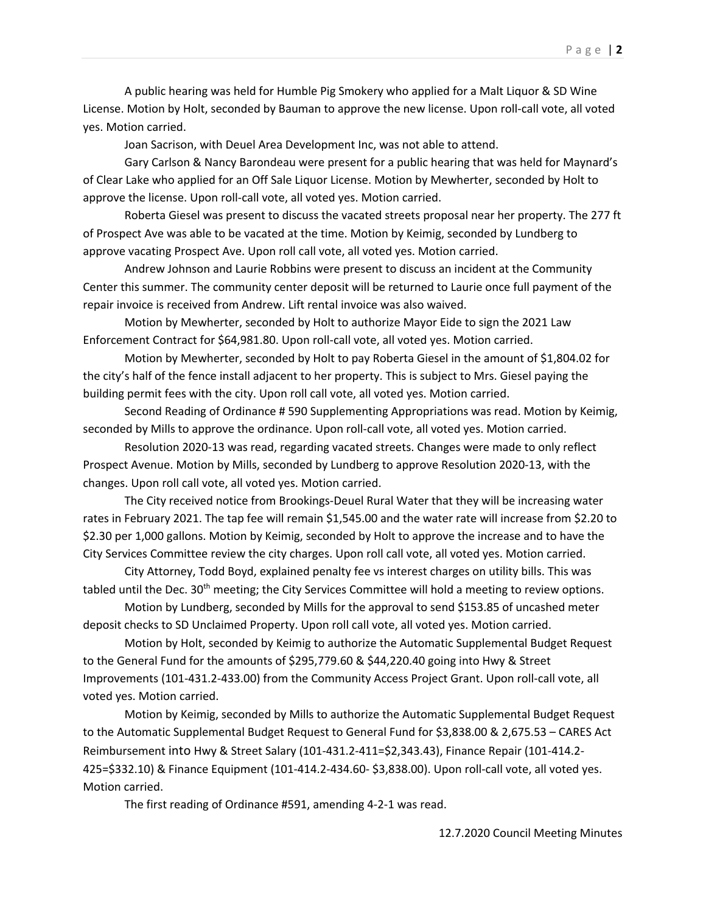A public hearing was held for Humble Pig Smokery who applied for a Malt Liquor & SD Wine License. Motion by Holt, seconded by Bauman to approve the new license. Upon roll-call vote, all voted yes. Motion carried.

Joan Sacrison, with Deuel Area Development Inc, was not able to attend.

Gary Carlson & Nancy Barondeau were present for a public hearing that was held for Maynard's of Clear Lake who applied for an Off Sale Liquor License. Motion by Mewherter, seconded by Holt to approve the license. Upon roll-call vote, all voted yes. Motion carried.

Roberta Giesel was present to discuss the vacated streets proposal near her property. The 277 ft of Prospect Ave was able to be vacated at the time. Motion by Keimig, seconded by Lundberg to approve vacating Prospect Ave. Upon roll call vote, all voted yes. Motion carried.

Andrew Johnson and Laurie Robbins were present to discuss an incident at the Community Center this summer. The community center deposit will be returned to Laurie once full payment of the repair invoice is received from Andrew. Lift rental invoice was also waived.

Motion by Mewherter, seconded by Holt to authorize Mayor Eide to sign the 2021 Law Enforcement Contract for $64,981.80. Upon roll-call vote, all voted yes. Motion carried.

Motion by Mewherter, seconded by Holt to pay Roberta Giesel in the amount of $1,804.02 for the city's half of the fence install adjacent to her property. This is subject to Mrs. Giesel paying the building permit fees with the city. Upon roll call vote, all voted yes. Motion carried.

Second Reading of Ordinance # 590 Supplementing Appropriations was read. Motion by Keimig, seconded by Mills to approve the ordinance. Upon roll-call vote, all voted yes. Motion carried.

Resolution 2020-13 was read, regarding vacated streets. Changes were made to only reflect Prospect Avenue. Motion by Mills, seconded by Lundberg to approve Resolution 2020-13, with the changes. Upon roll call vote, all voted yes. Motion carried.

The City received notice from Brookings-Deuel Rural Water that they will be increasing water rates in February 2021. The tap fee will remain $1,545.00 and the water rate will increase from $2.20 to $2.30 per 1,000 gallons. Motion by Keimig, seconded by Holt to approve the increase and to have the City Services Committee review the city charges. Upon roll call vote, all voted yes. Motion carried.

City Attorney, Todd Boyd, explained penalty fee vs interest charges on utility bills. This was tabled until the Dec. 30th meeting; the City Services Committee will hold a meeting to review options.

Motion by Lundberg, seconded by Mills for the approval to send $153.85 of uncashed meter deposit checks to SD Unclaimed Property. Upon roll call vote, all voted yes. Motion carried.

Motion by Holt, seconded by Keimig to authorize the Automatic Supplemental Budget Request to the General Fund for the amounts of $295,779.60 & $44,220.40 going into Hwy & Street Improvements (101-431.2-433.00) from the Community Access Project Grant. Upon roll-call vote, all voted yes. Motion carried.

Motion by Keimig, seconded by Mills to authorize the Automatic Supplemental Budget Request to the Automatic Supplemental Budget Request to General Fund for $3,838.00 & 2,675.53 – CARES Act Reimbursement into Hwy & Street Salary (101-431.2-411=$2,343.43), Finance Repair (101-414.2-425=$332.10) & Finance Equipment (101-414.2-434.60- $3,838.00). Upon roll-call vote, all voted yes. Motion carried.

The first reading of Ordinance #591, amending 4-2-1 was read.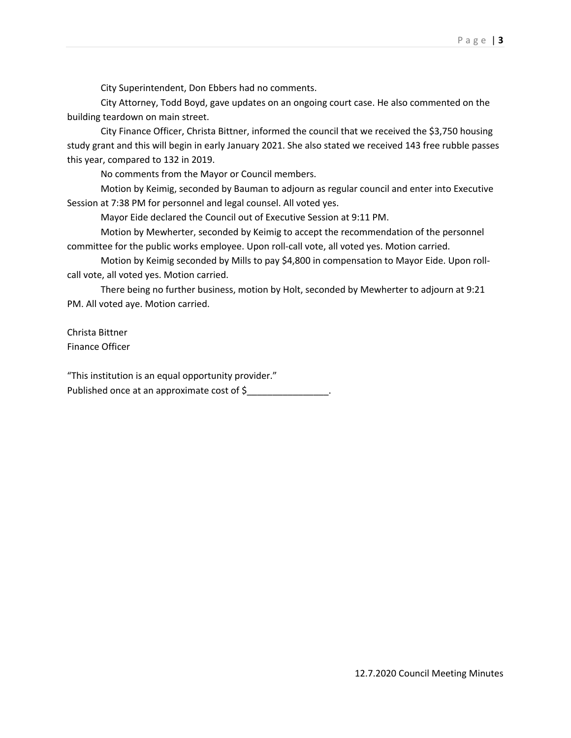City Superintendent, Don Ebbers had no comments.

City Attorney, Todd Boyd, gave updates on an ongoing court case. He also commented on the building teardown on main street.

City Finance Officer, Christa Bittner, informed the council that we received the $3,750 housing study grant and this will begin in early January 2021. She also stated we received 143 free rubble passes this year, compared to 132 in 2019.

No comments from the Mayor or Council members.

Motion by Keimig, seconded by Bauman to adjourn as regular council and enter into Executive Session at 7:38 PM for personnel and legal counsel. All voted yes.

Mayor Eide declared the Council out of Executive Session at 9:11 PM.

Motion by Mewherter, seconded by Keimig to accept the recommendation of the personnel committee for the public works employee. Upon roll-call vote, all voted yes. Motion carried.

Motion by Keimig seconded by Mills to pay $4,800 in compensation to Mayor Eide. Upon roll-call vote, all voted yes. Motion carried.

There being no further business, motion by Holt, seconded by Mewherter to adjourn at 9:21 PM. All voted aye. Motion carried.

Christa Bittner
Finance Officer

"This institution is an equal opportunity provider."
Published once at an approximate cost of $________________.